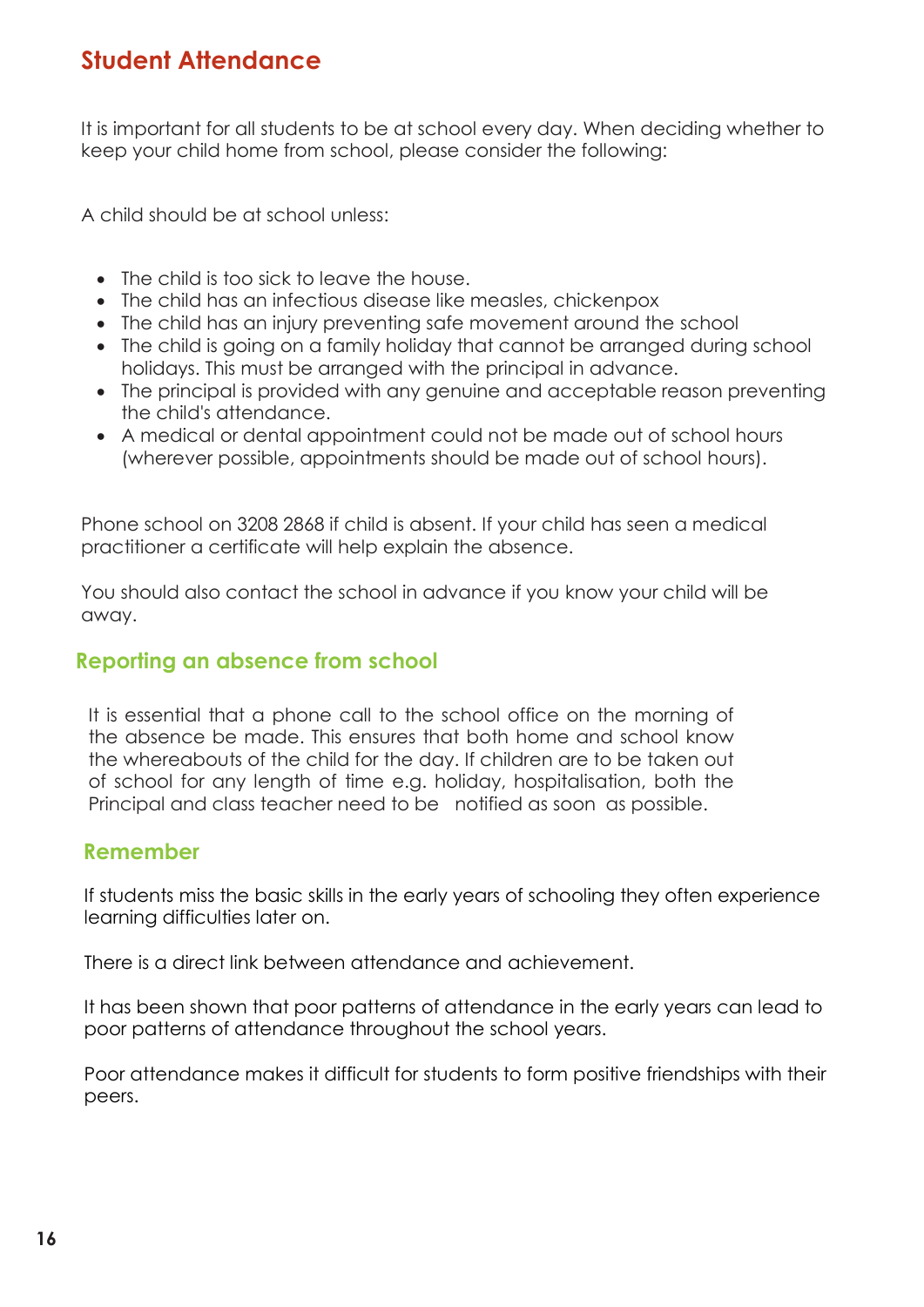## Student Attendance

It is important for all students to be at school every day. When deciding whether to keep your child home from school, please consider the following:

A child should be at school unless:

- The child is too sick to leave the house.
- The child has an infectious disease like measles, chickenpox
- The child has an injury preventing safe movement around the school
- The child is going on a family holiday that cannot be arranged during school holidays. This must be arranged with the principal in advance.
- The principal is provided with any genuine and acceptable reason preventing the child's attendance.
- A medical or dental appointment could not be made out of school hours (wherever possible, appointments should be made out of school hours).

Phone school on 3208 2868 if child is absent. If your child has seen a medical practitioner a certificate will help explain the absence.

You should also contact the school in advance if you know your child will be away.

### Reporting an absence from school

It is essential that a phone call to the school office on the morning of the absence be made. This ensures that both home and school know the whereabouts of the child for the day. If children are to be taken out of school for any length of time e.g. holiday, hospitalisation, both the Principal and class teacher need to be notified as soon as possible.

### Remember

If students miss the basic skills in the early years of schooling they often experience learning difficulties later on.

There is a direct link between attendance and achievement.

It has been shown that poor patterns of attendance in the early years can lead to poor patterns of attendance throughout the school years.

Poor attendance makes it difficult for students to form positive friendships with their peers.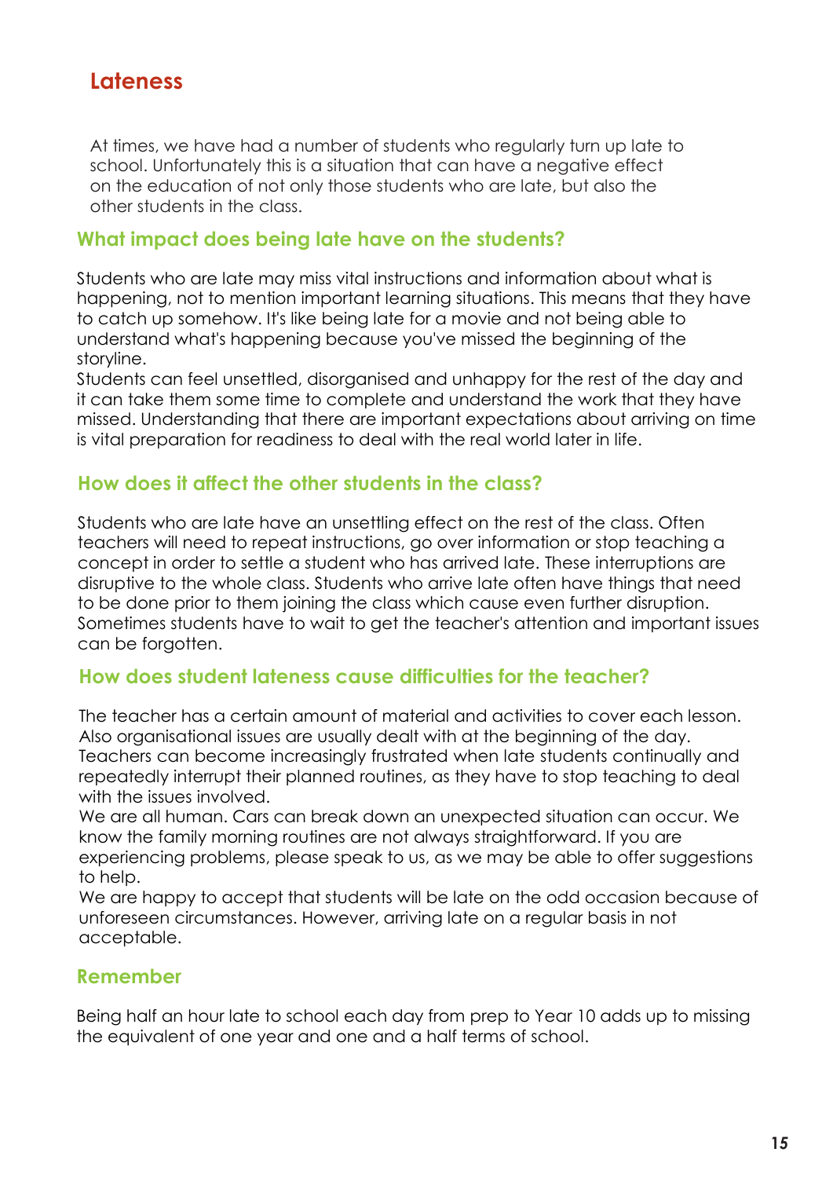## Lateness

At times, we have had a number of students who regularly turn up late to school. Unfortunately this is a situation that can have a negative effect on the education of not only those students who are late, but also the other students in the class.

### What impact does being late have on the students?

Students who are late may miss vital instructions and information about what is happening, not to mention important learning situations. This means that they have to catch up somehow. It's like being late for a movie and not being able to understand what's happening because you've missed the beginning of the storyline.

Students can feel unsettled, disorganised and unhappy for the rest of the day and it can take them some time to complete and understand the work that they have missed. Understanding that there are important expectations about arriving on time is vital preparation for readiness to deal with the real world later in life.

### How does it affect the other students in the class?

Students who are late have an unsettling effect on the rest of the class. Often teachers will need to repeat instructions, go over information or stop teaching a concept in order to settle a student who has arrived late. These interruptions are disruptive to the whole class. Students who arrive late often have things that need to be done prior to them joining the class which cause even further disruption. Sometimes students have to wait to get the teacher's attention and important issues can be forgotten.

### How does student lateness cause difficulties for the teacher?

The teacher has a certain amount of material and activities to cover each lesson. Also organisational issues are usually dealt with at the beginning of the day. Teachers can become increasingly frustrated when late students continually and repeatedly interrupt their planned routines, as they have to stop teaching to deal with the issues involved.

We are all human. Cars can break down an unexpected situation can occur. We know the family morning routines are not always straightforward. If you are experiencing problems, please speak to us, as we may be able to offer suggestions to help.

We are happy to accept that students will be late on the odd occasion because of unforeseen circumstances. However, arriving late on a regular basis in not acceptable.

### Remember

Being half an hour late to school each day from prep to Year 10 adds up to missing the equivalent of one year and one and a half terms of school.